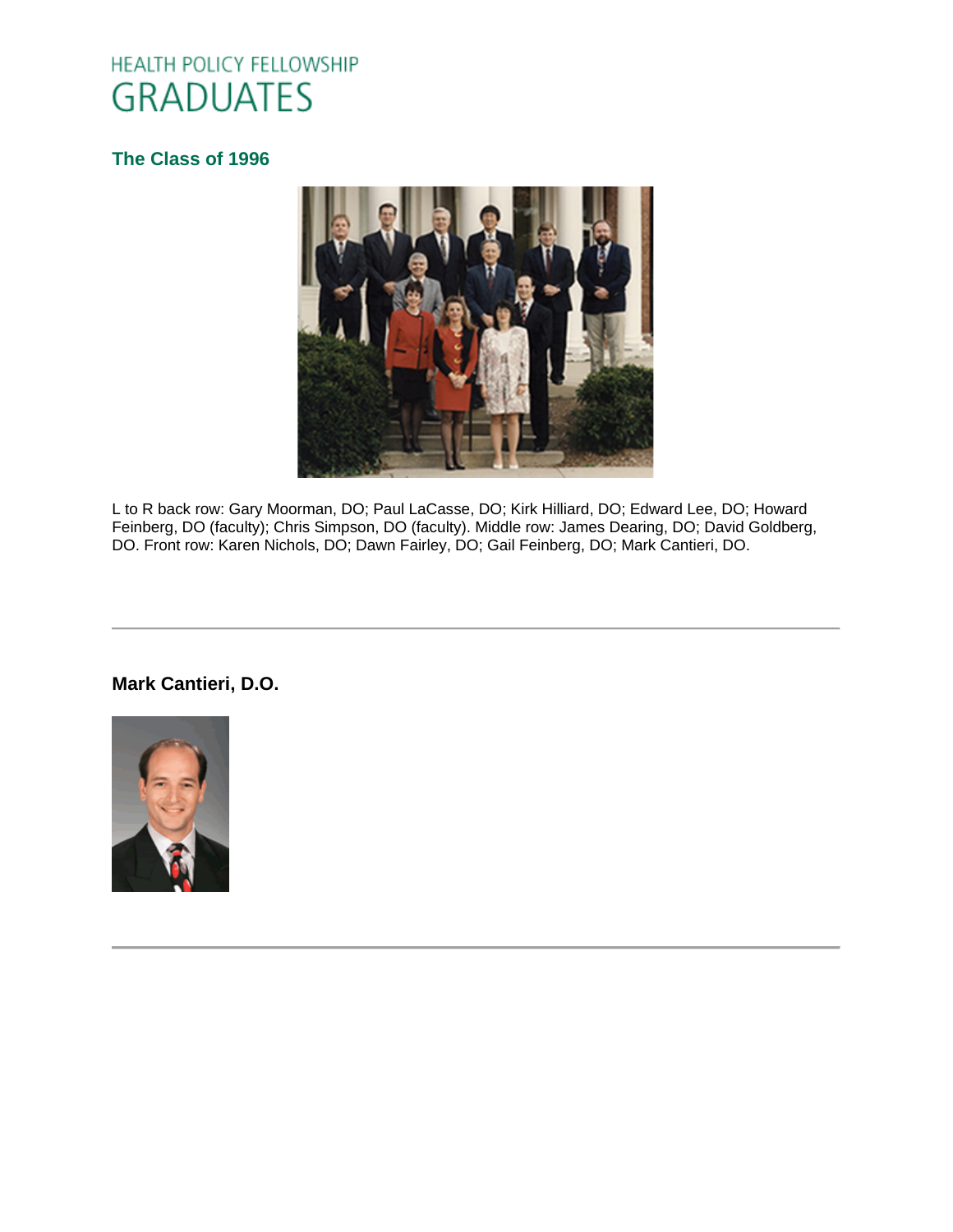# HEALTH POLICY FELLOWSHIP GRADUATES

## The Class of 1996

L to R back row: Gary Moorman, DO; Paul LaCasse, DO; Kirk Hilliard, DO; Edward Lee, DO; Howard Feinberg, DO (faculty); Chris Simpson, DO (faculty). Middle row: James Dearing, DO; David Goldberg, DO. Front row: Karen Nichols, DO; Dawn Fairley, DO; Gail Feinberg, DO; Mark Cantieri, DO.

---

### Mark Cantieri, D.O.

---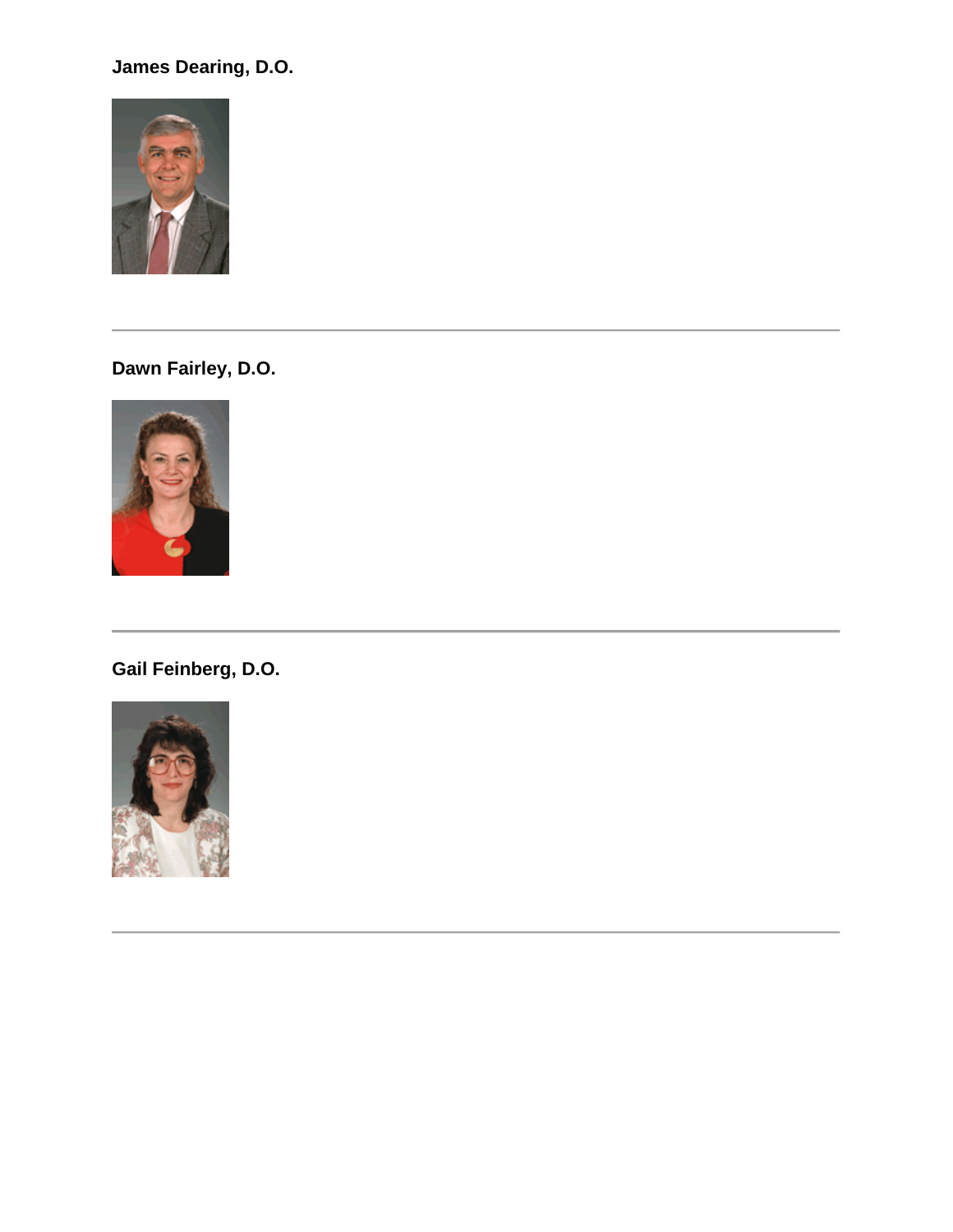**James Dearing, D.O.**

---

**Dawn Fairley, D.O.**

---

**Gail Feinberg, D.O.**

---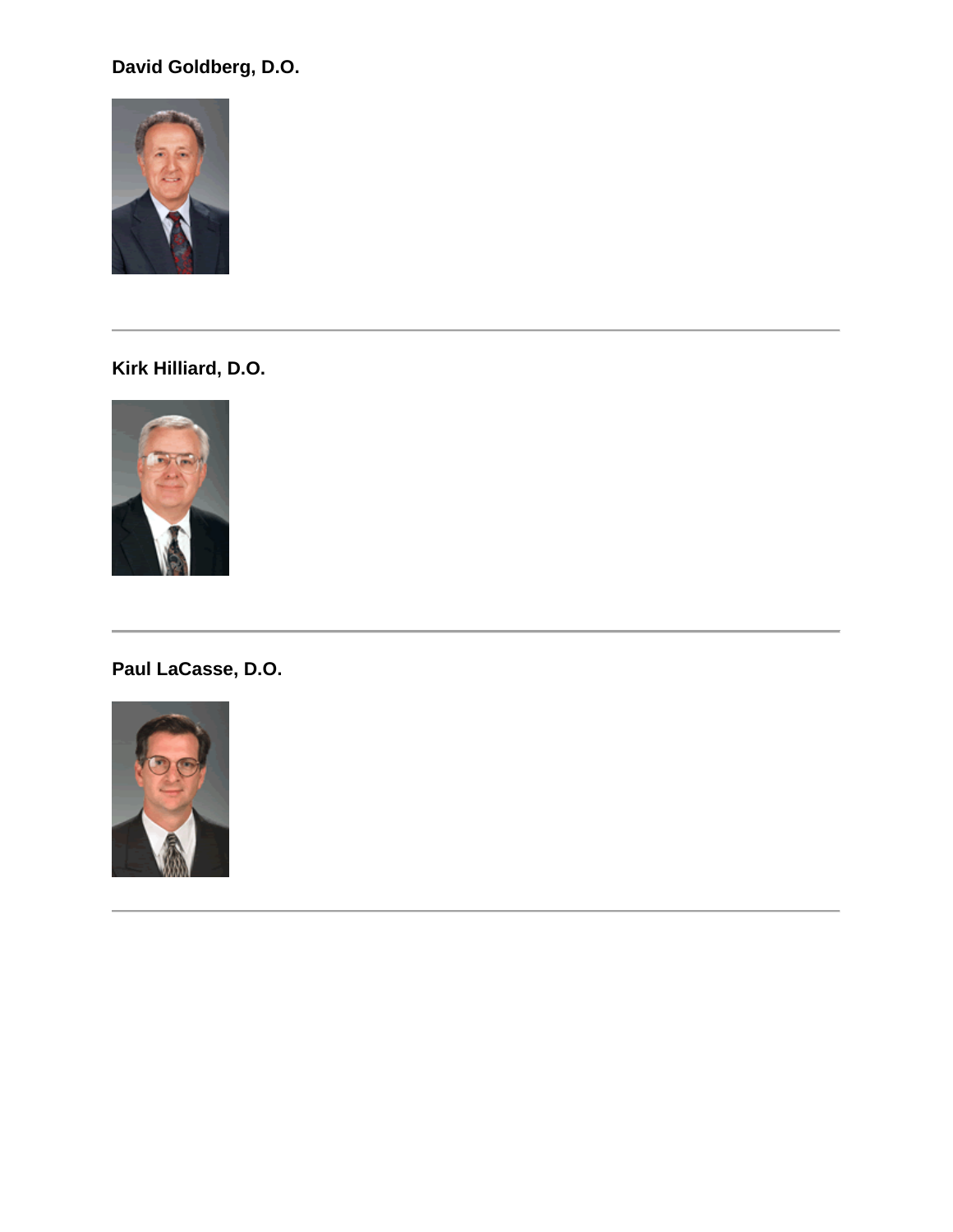**David Goldberg, D.O.**

---

**Kirk Hilliard, D.O.**

---

**Paul LaCasse, D.O.**

---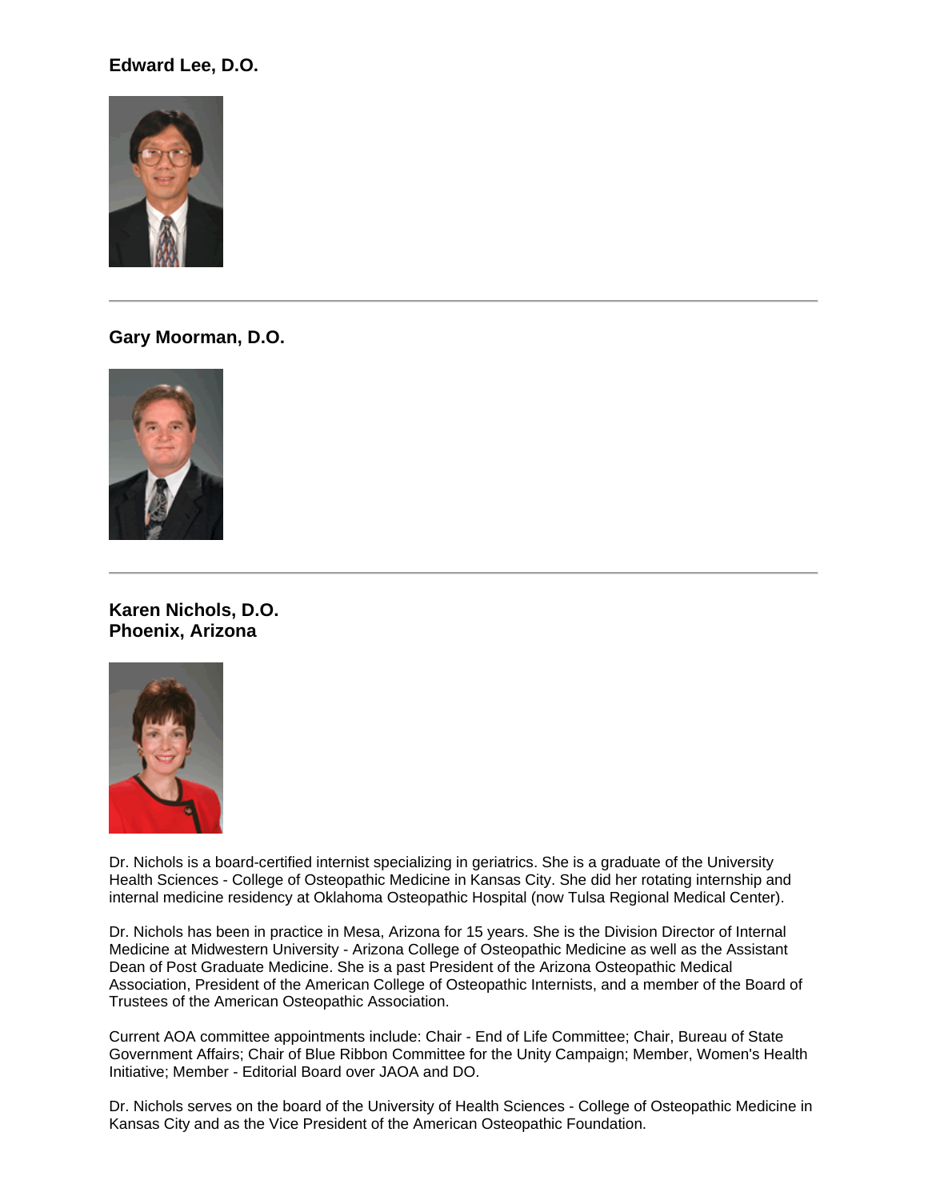**Edward Lee, D.O.**

---

**Gary Moorman, D.O.**

---

**Karen Nichols, D.O.**
**Phoenix, Arizona**

Dr. Nichols is a board-certified internist specializing in geriatrics. She is a graduate of the University Health Sciences - College of Osteopathic Medicine in Kansas City. She did her rotating internship and internal medicine residency at Oklahoma Osteopathic Hospital (now Tulsa Regional Medical Center).

Dr. Nichols has been in practice in Mesa, Arizona for 15 years. She is the Division Director of Internal Medicine at Midwestern University - Arizona College of Osteopathic Medicine as well as the Assistant Dean of Post Graduate Medicine. She is a past President of the Arizona Osteopathic Medical Association, President of the American College of Osteopathic Internists, and a member of the Board of Trustees of the American Osteopathic Association.

Current AOA committee appointments include: Chair - End of Life Committee; Chair, Bureau of State Government Affairs; Chair of Blue Ribbon Committee for the Unity Campaign; Member, Women's Health Initiative; Member - Editorial Board over JAOA and DO.

Dr. Nichols serves on the board of the University of Health Sciences - College of Osteopathic Medicine in Kansas City and as the Vice President of the American Osteopathic Foundation.